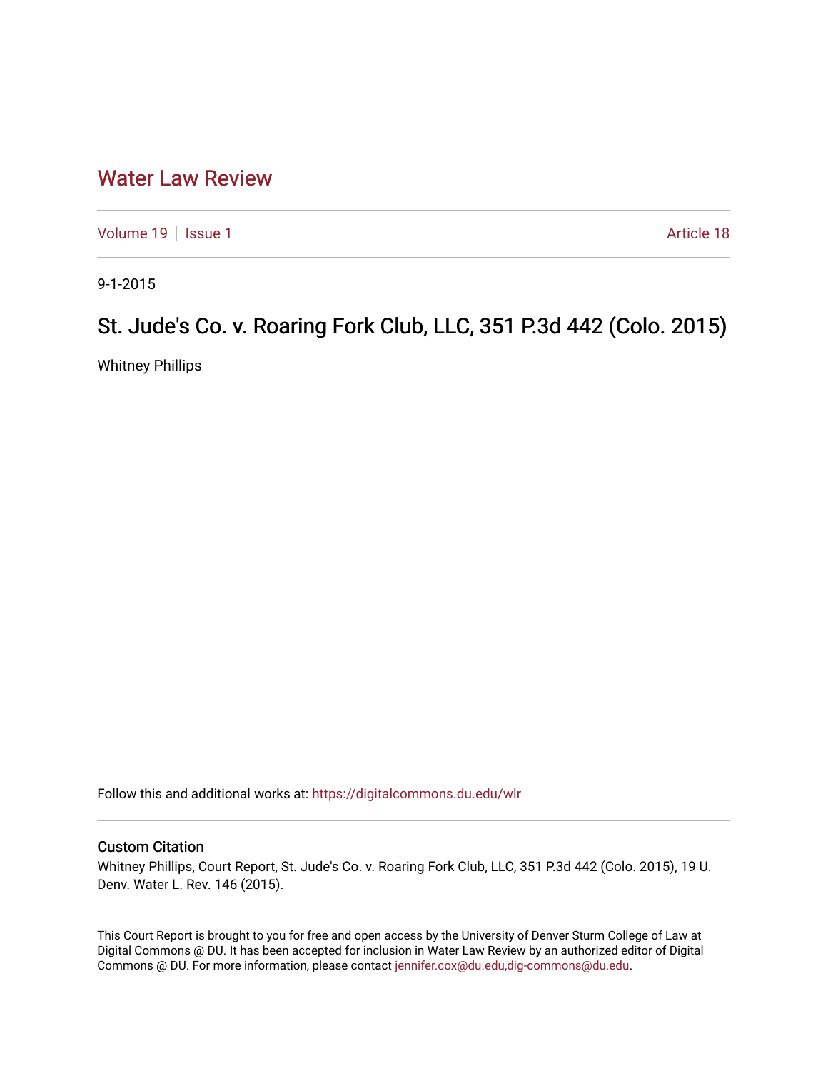# Water Law Review

Volume 19 | Issue 1 | Article 18

9-1-2015

## St. Jude's Co. v. Roaring Fork Club, LLC, 351 P.3d 442 (Colo. 2015)

Whitney Phillips

Follow this and additional works at: https://digitalcommons.du.edu/wlr

### Custom Citation

Whitney Phillips, Court Report, St. Jude's Co. v. Roaring Fork Club, LLC, 351 P.3d 442 (Colo. 2015), 19 U. Denv. Water L. Rev. 146 (2015).

This Court Report is brought to you for free and open access by the University of Denver Sturm College of Law at Digital Commons @ DU. It has been accepted for inclusion in Water Law Review by an authorized editor of Digital Commons @ DU. For more information, please contact jennifer.cox@du.edu,dig-commons@du.edu.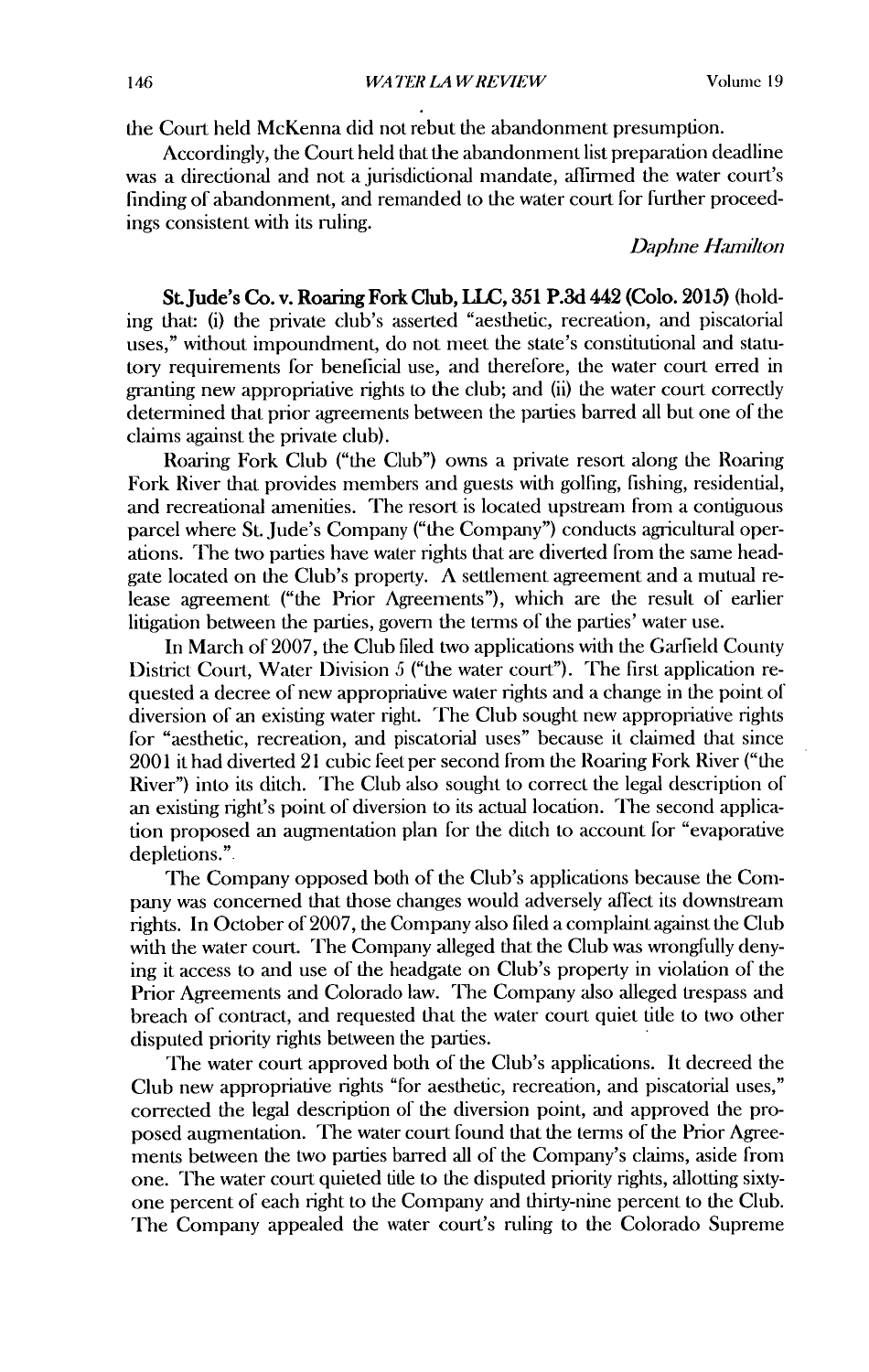the Court held McKenna did not rebut the abandonment presumption.

Accordingly, the Court held that the abandonment list preparation deadline was a directional and not a jurisdictional mandate, affirmed the water court's finding of abandonment, and remanded to the water court for further proceedings consistent with its ruling.

*Daphne Hamilton*

**St. Jude's Co. v. Roaring Fork Club, LLC, 351 P.3d 442 (Colo. 2015)** (holding that: (i) the private club's asserted "aesthetic, recreation, and piscatorial uses," without impoundment, do not meet the state's constitutional and statutory requirements for beneficial use, and therefore, the water court erred in granting new appropriative rights to the club; and (ii) the water court correctly determined that prior agreements between the parties barred all but one of the claims against the private club).

Roaring Fork Club ("the Club") owns a private resort along the Roaring Fork River that provides members and guests with golfing, fishing, residential, and recreational amenities. The resort is located upstream from a contiguous parcel where St. Jude's Company ("the Company") conducts agricultural operations. The two parties have water rights that are diverted from the same headgate located on the Club's property. A settlement agreement and a mutual release agreement ("the Prior Agreements"), which are the result of earlier litigation between the parties, govern the terms of the parties' water use.

In March of 2007, the Club filed two applications with the Garfield County District Court, Water Division 5 ("the water court"). The first application requested a decree of new appropriative water rights and a change in the point of diversion of an existing water right. The Club sought new appropriative rights for "aesthetic, recreation, and piscatorial uses" because it claimed that since 2001 it had diverted 21 cubic feet per second from the Roaring Fork River ("the River") into its ditch. The Club also sought to correct the legal description of an existing right's point of diversion to its actual location. The second application proposed an augmentation plan for the ditch to account for "evaporative depletions."

The Company opposed both of the Club's applications because the Company was concerned that those changes would adversely affect its downstream rights. In October of 2007, the Company also filed a complaint against the Club with the water court. The Company alleged that the Club was wrongfully denying it access to and use of the headgate on Club's property in violation of the Prior Agreements and Colorado law. The Company also alleged trespass and breach of contract, and requested that the water court quiet title to two other disputed priority rights between the parties.

The water court approved both of the Club's applications. It decreed the Club new appropriative rights "for aesthetic, recreation, and piscatorial uses," corrected the legal description of the diversion point, and approved the proposed augmentation. The water court found that the terms of the Prior Agreements between the two parties barred all of the Company's claims, aside from one. The water court quieted title to the disputed priority rights, allotting sixty-one percent of each right to the Company and thirty-nine percent to the Club. The Company appealed the water court's ruling to the Colorado Supreme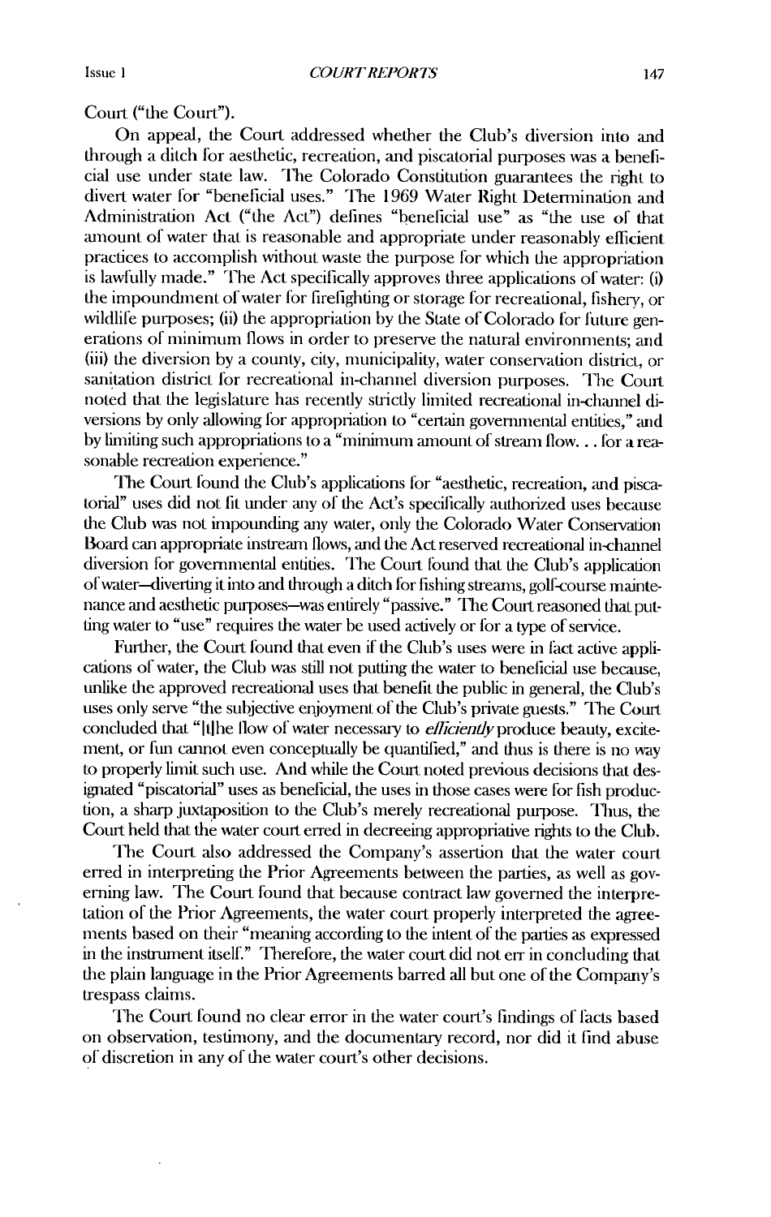Court ("the Court").

On appeal, the Court addressed whether the Club's diversion into and through a ditch for aesthetic, recreation, and piscatorial purposes was a beneficial use under state law. The Colorado Constitution guarantees the right to divert water for "beneficial uses." The 1969 Water Right Determination and Administration Act ("the Act") defines "beneficial use" as "the use of that amount of water that is reasonable and appropriate under reasonably efficient practices to accomplish without waste the purpose for which the appropriation is lawfully made." The Act specifically approves three applications of water: (i) the impoundment of water for firefighting or storage for recreational, fishery, or wildlife purposes; (ii) the appropriation by the State of Colorado for future generations of minimum flows in order to preserve the natural environments; and (iii) the diversion by a county, city, municipality, water conservation district, or sanitation district for recreational in-channel diversion purposes. The Court noted that the legislature has recently strictly limited recreational in-channel diversions by only allowing for appropriation to "certain governmental entities," and by limiting such appropriations to a "minimum amount of stream flow. . . for a reasonable recreation experience."

The Court found the Club's applications for "aesthetic, recreation, and piscatorial" uses did not fit under any of the Act's specifically authorized uses because the Club was not impounding any water, only the Colorado Water Conservation Board can appropriate instream flows, and the Act reserved recreational in-channel diversion for governmental entities. The Court found that the Club's application of water—diverting it into and through a ditch for fishing streams, golf-course maintenance and aesthetic purposes—was entirely "passive." The Court reasoned that putting water to "use" requires the water be used actively or for a type of service.

Further, the Court found that even if the Club's uses were in fact active applications of water, the Club was still not putting the water to beneficial use because, unlike the approved recreational uses that benefit the public in general, the Club's uses only serve "the subjective enjoyment of the Club's private guests." The Court concluded that "[t]he flow of water necessary to *efficiently* produce beauty, excitement, or fun cannot even conceptually be quantified," and thus is there is no way to properly limit such use. And while the Court noted previous decisions that designated "piscatorial" uses as beneficial, the uses in those cases were for fish production, a sharp juxtaposition to the Club's merely recreational purpose. Thus, the Court held that the water court erred in decreeing appropriative rights to the Club.

The Court also addressed the Company's assertion that the water court erred in interpreting the Prior Agreements between the parties, as well as governing law. The Court found that because contract law governed the interpretation of the Prior Agreements, the water court properly interpreted the agreements based on their "meaning according to the intent of the parties as expressed in the instrument itself." Therefore, the water court did not err in concluding that the plain language in the Prior Agreements barred all but one of the Company's trespass claims.

The Court found no clear error in the water court's findings of facts based on observation, testimony, and the documentary record, nor did it find abuse of discretion in any of the water court's other decisions.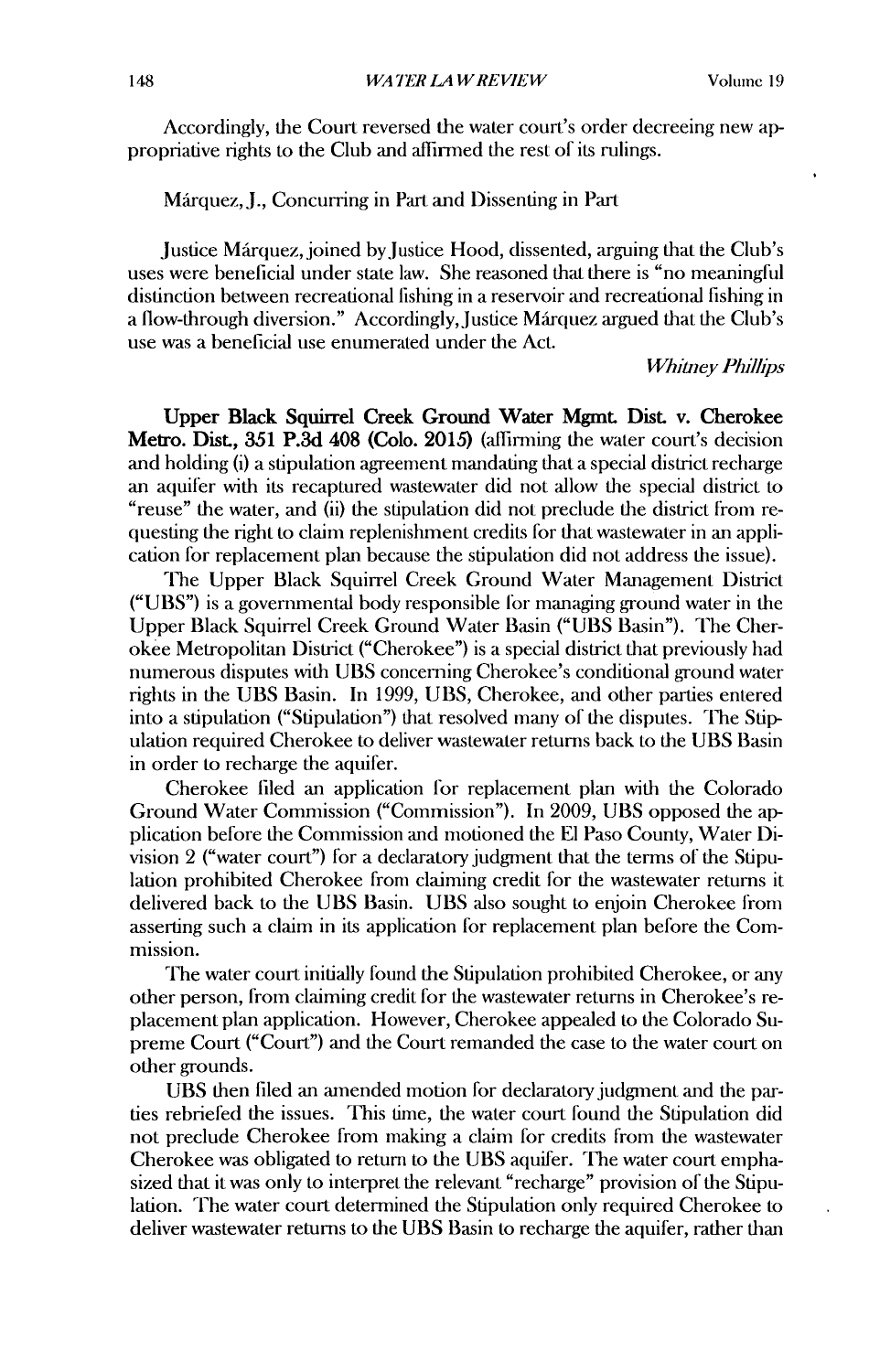Accordingly, the Court reversed the water court's order decreeing new appropriative rights to the Club and affirmed the rest of its rulings.

Márquez, J., Concurring in Part and Dissenting in Part

Justice Márquez, joined by Justice Hood, dissented, arguing that the Club's uses were beneficial under state law. She reasoned that there is "no meaningful distinction between recreational fishing in a reservoir and recreational fishing in a flow-through diversion." Accordingly, Justice Márquez argued that the Club's use was a beneficial use enumerated under the Act.

*Whitney Phillips*

**Upper Black Squirrel Creek Ground Water Mgmt. Dist. v. Cherokee Metro. Dist., 351 P.3d 408 (Colo. 2015)** (affirming the water court's decision and holding (i) a stipulation agreement mandating that a special district recharge an aquifer with its recaptured wastewater did not allow the special district to "reuse" the water, and (ii) the stipulation did not preclude the district from requesting the right to claim replenishment credits for that wastewater in an application for replacement plan because the stipulation did not address the issue).

The Upper Black Squirrel Creek Ground Water Management District ("UBS") is a governmental body responsible for managing ground water in the Upper Black Squirrel Creek Ground Water Basin ("UBS Basin"). The Cherokee Metropolitan District ("Cherokee") is a special district that previously had numerous disputes with UBS concerning Cherokee's conditional ground water rights in the UBS Basin. In 1999, UBS, Cherokee, and other parties entered into a stipulation ("Stipulation") that resolved many of the disputes. The Stipulation required Cherokee to deliver wastewater returns back to the UBS Basin in order to recharge the aquifer.

Cherokee filed an application for replacement plan with the Colorado Ground Water Commission ("Commission"). In 2009, UBS opposed the application before the Commission and motioned the El Paso County, Water Division 2 ("water court") for a declaratory judgment that the terms of the Stipulation prohibited Cherokee from claiming credit for the wastewater returns it delivered back to the UBS Basin. UBS also sought to enjoin Cherokee from asserting such a claim in its application for replacement plan before the Commission.

The water court initially found the Stipulation prohibited Cherokee, or any other person, from claiming credit for the wastewater returns in Cherokee's replacement plan application. However, Cherokee appealed to the Colorado Supreme Court ("Court") and the Court remanded the case to the water court on other grounds.

UBS then filed an amended motion for declaratory judgment and the parties rebriefed the issues. This time, the water court found the Stipulation did not preclude Cherokee from making a claim for credits from the wastewater Cherokee was obligated to return to the UBS aquifer. The water court emphasized that it was only to interpret the relevant "recharge" provision of the Stipulation. The water court determined the Stipulation only required Cherokee to deliver wastewater returns to the UBS Basin to recharge the aquifer, rather than